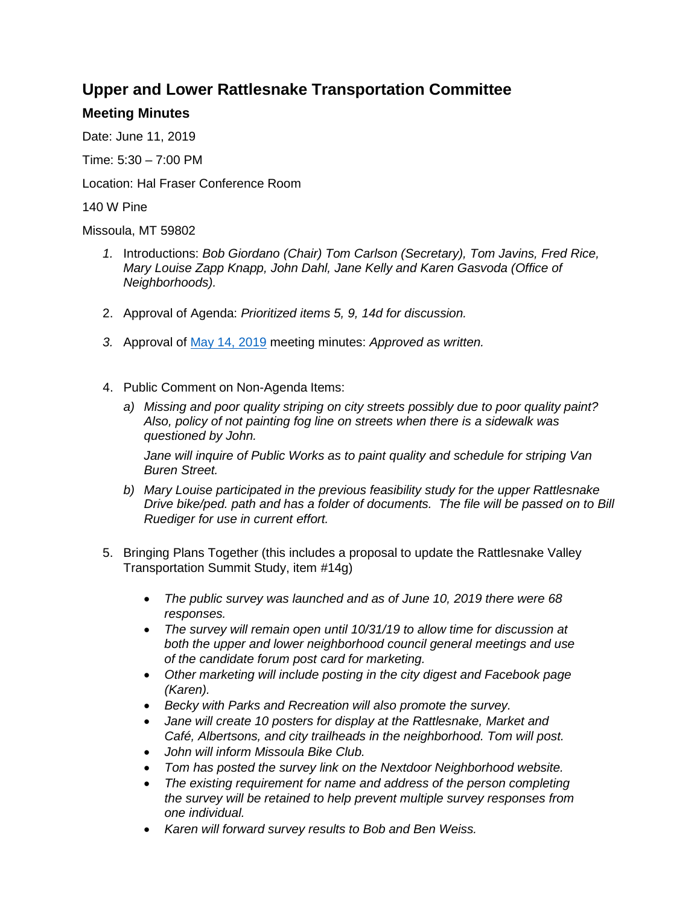# Upper and Lower Rattlesnake Transportation Committee

## Meeting Minutes

Date: June 11, 2019

Time: 5:30 – 7:00 PM

Location: Hal Fraser Conference Room

140 W Pine

Missoula, MT 59802

1. Introductions: *Bob Giordano (Chair) Tom Carlson (Secretary), Tom Javins, Fred Rice, Mary Louise Zapp Knapp, John Dahl, Jane Kelly and Karen Gasvoda (Office of Neighborhoods).*

2. Approval of Agenda: *Prioritized items 5, 9, 14d for discussion.*

3. Approval of May 14, 2019 meeting minutes: *Approved as written.*

4. Public Comment on Non-Agenda Items:

   a) *Missing and poor quality striping on city streets possibly due to poor quality paint? Also, policy of not painting fog line on streets when there is a sidewalk was questioned by John.*

      *Jane will inquire of Public Works as to paint quality and schedule for striping Van Buren Street.*

   b) *Mary Louise participated in the previous feasibility study for the upper Rattlesnake Drive bike/ped. path and has a folder of documents. The file will be passed on to Bill Ruediger for use in current effort.*

5. Bringing Plans Together (this includes a proposal to update the Rattlesnake Valley Transportation Summit Study, item #14g)

   - *The public survey was launched and as of June 10, 2019 there were 68 responses.*
   - *The survey will remain open until 10/31/19 to allow time for discussion at both the upper and lower neighborhood council general meetings and use of the candidate forum post card for marketing.*
   - *Other marketing will include posting in the city digest and Facebook page (Karen).*
   - *Becky with Parks and Recreation will also promote the survey.*
   - *Jane will create 10 posters for display at the Rattlesnake, Market and Café, Albertsons, and city trailheads in the neighborhood. Tom will post.*
   - *John will inform Missoula Bike Club.*
   - *Tom has posted the survey link on the Nextdoor Neighborhood website.*
   - *The existing requirement for name and address of the person completing the survey will be retained to help prevent multiple survey responses from one individual.*
   - *Karen will forward survey results to Bob and Ben Weiss.*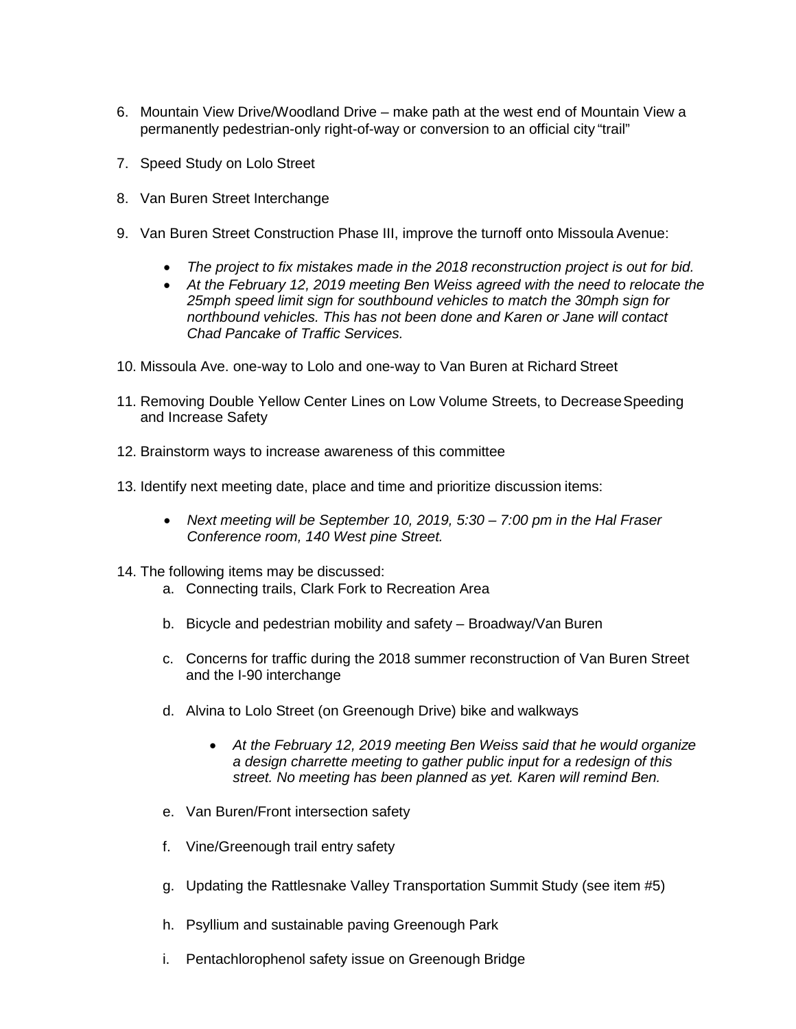6. Mountain View Drive/Woodland Drive – make path at the west end of Mountain View a permanently pedestrian-only right-of-way or conversion to an official city "trail"

7. Speed Study on Lolo Street

8. Van Buren Street Interchange

9. Van Buren Street Construction Phase III, improve the turnoff onto Missoula Avenue:

   - *The project to fix mistakes made in the 2018 reconstruction project is out for bid.*
   - *At the February 12, 2019 meeting Ben Weiss agreed with the need to relocate the 25mph speed limit sign for southbound vehicles to match the 30mph sign for northbound vehicles. This has not been done and Karen or Jane will contact Chad Pancake of Traffic Services.*

10. Missoula Ave. one-way to Lolo and one-way to Van Buren at Richard Street

11. Removing Double Yellow Center Lines on Low Volume Streets, to Decrease Speeding and Increase Safety

12. Brainstorm ways to increase awareness of this committee

13. Identify next meeting date, place and time and prioritize discussion items:

    - *Next meeting will be September 10, 2019, 5:30 – 7:00 pm in the Hal Fraser Conference room, 140 West pine Street.*

14. The following items may be discussed:
    a. Connecting trails, Clark Fork to Recreation Area

    b. Bicycle and pedestrian mobility and safety – Broadway/Van Buren

    c. Concerns for traffic during the 2018 summer reconstruction of Van Buren Street and the I-90 interchange

    d. Alvina to Lolo Street (on Greenough Drive) bike and walkways

       - *At the February 12, 2019 meeting Ben Weiss said that he would organize a design charrette meeting to gather public input for a redesign of this street. No meeting has been planned as yet. Karen will remind Ben.*

    e. Van Buren/Front intersection safety

    f. Vine/Greenough trail entry safety

    g. Updating the Rattlesnake Valley Transportation Summit Study (see item #5)

    h. Psyllium and sustainable paving Greenough Park

    i. Pentachlorophenol safety issue on Greenough Bridge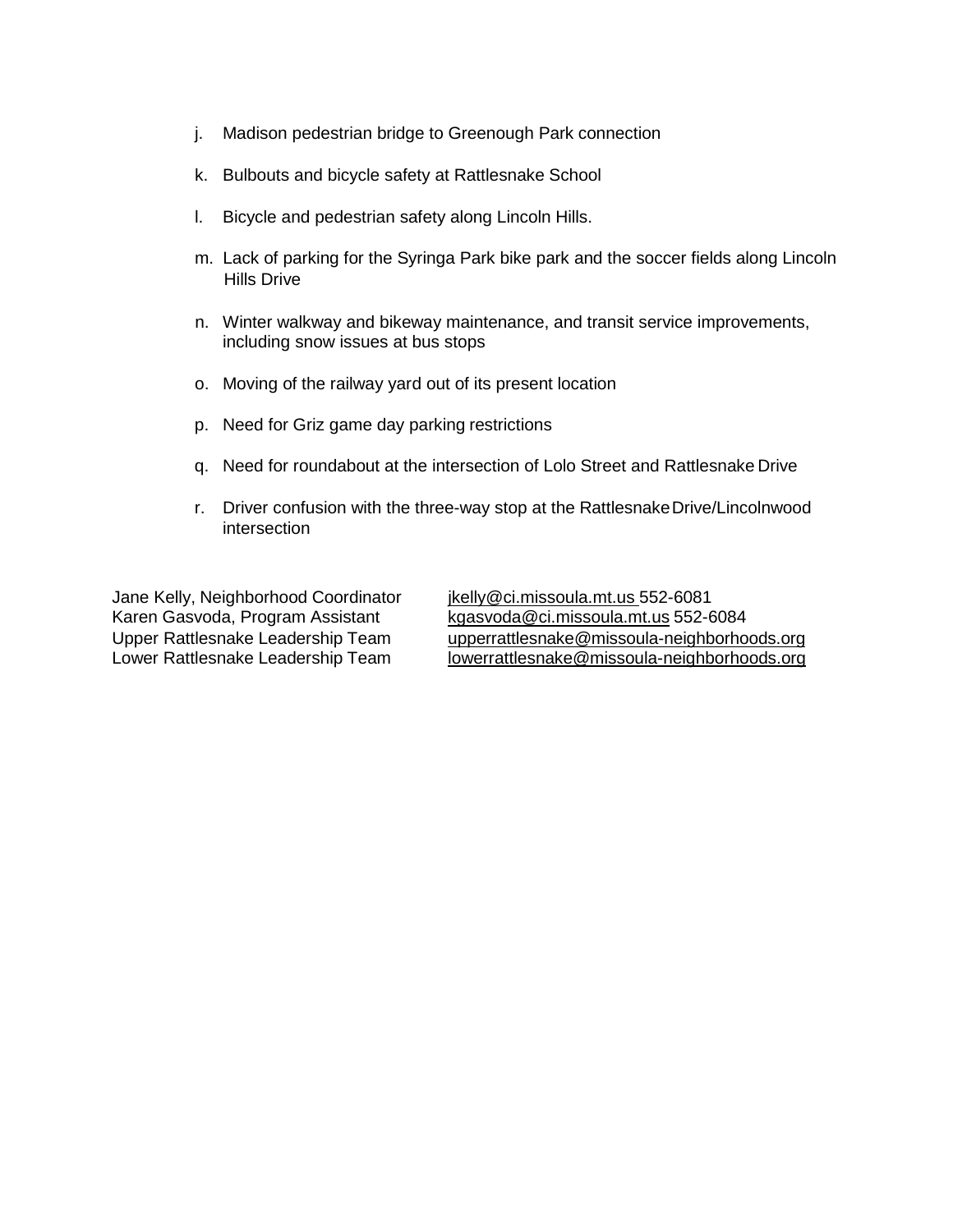j. Madison pedestrian bridge to Greenough Park connection

k. Bulbouts and bicycle safety at Rattlesnake School

l. Bicycle and pedestrian safety along Lincoln Hills.

m. Lack of parking for the Syringa Park bike park and the soccer fields along Lincoln Hills Drive

n. Winter walkway and bikeway maintenance, and transit service improvements, including snow issues at bus stops

o. Moving of the railway yard out of its present location

p. Need for Griz game day parking restrictions

q. Need for roundabout at the intersection of Lolo Street and Rattlesnake Drive

r. Driver confusion with the three-way stop at the Rattlesnake Drive/Lincolnwood intersection

| | |
|---|---|
| Jane Kelly, Neighborhood Coordinator | jkelly@ci.missoula.mt.us 552-6081 |
| Karen Gasvoda, Program Assistant | kgasvoda@ci.missoula.mt.us 552-6084 |
| Upper Rattlesnake Leadership Team | upperrattlesnake@missoula-neighborhoods.org |
| Lower Rattlesnake Leadership Team | lowerrattlesnake@missoula-neighborhoods.org |